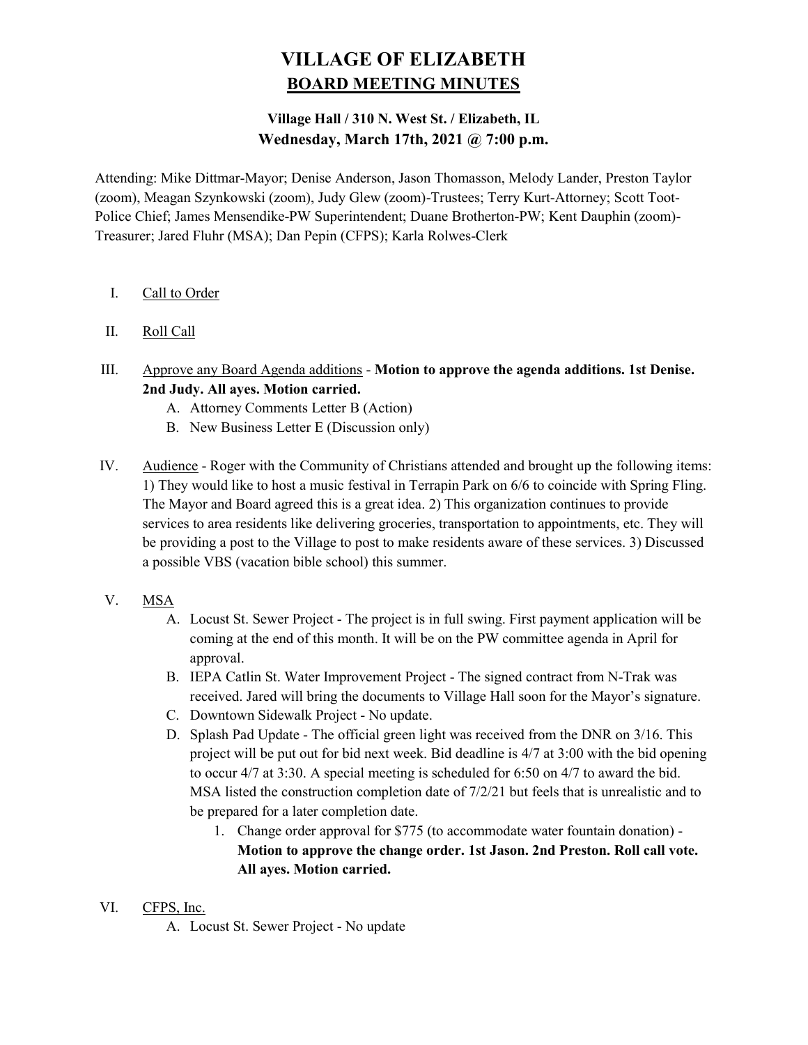# VILLAGE OF ELIZABETH
## BOARD MEETING MINUTES

### Village Hall / 310 N. West St. / Elizabeth, IL
### Wednesday, March 17th, 2021 @ 7:00 p.m.

Attending: Mike Dittmar-Mayor; Denise Anderson, Jason Thomasson, Melody Lander, Preston Taylor (zoom), Meagan Szynkowski (zoom), Judy Glew (zoom)-Trustees; Terry Kurt-Attorney; Scott Toot-Police Chief; James Mensendike-PW Superintendent; Duane Brotherton-PW; Kent Dauphin (zoom)-Treasurer; Jared Fluhr (MSA); Dan Pepin (CFPS); Karla Rolwes-Clerk

I. Call to Order

II. Roll Call

III. Approve any Board Agenda additions - **Motion to approve the agenda additions. 1st Denise. 2nd Judy. All ayes. Motion carried.**
   - A. Attorney Comments Letter B (Action)
   - B. New Business Letter E (Discussion only)

IV. Audience - Roger with the Community of Christians attended and brought up the following items: 1) They would like to host a music festival in Terrapin Park on 6/6 to coincide with Spring Fling. The Mayor and Board agreed this is a great idea. 2) This organization continues to provide services to area residents like delivering groceries, transportation to appointments, etc. They will be providing a post to the Village to post to make residents aware of these services. 3) Discussed a possible VBS (vacation bible school) this summer.

V. MSA
   - A. Locust St. Sewer Project - The project is in full swing. First payment application will be coming at the end of this month. It will be on the PW committee agenda in April for approval.
   - B. IEPA Catlin St. Water Improvement Project - The signed contract from N-Trak was received. Jared will bring the documents to Village Hall soon for the Mayor's signature.
   - C. Downtown Sidewalk Project - No update.
   - D. Splash Pad Update - The official green light was received from the DNR on 3/16. This project will be put out for bid next week. Bid deadline is 4/7 at 3:00 with the bid opening to occur 4/7 at 3:30. A special meeting is scheduled for 6:50 on 4/7 to award the bid. MSA listed the construction completion date of 7/2/21 but feels that is unrealistic and to be prepared for a later completion date.
     1. Change order approval for $775 (to accommodate water fountain donation) - **Motion to approve the change order. 1st Jason. 2nd Preston. Roll call vote. All ayes. Motion carried.**

VI. CFPS, Inc.
   - A. Locust St. Sewer Project - No update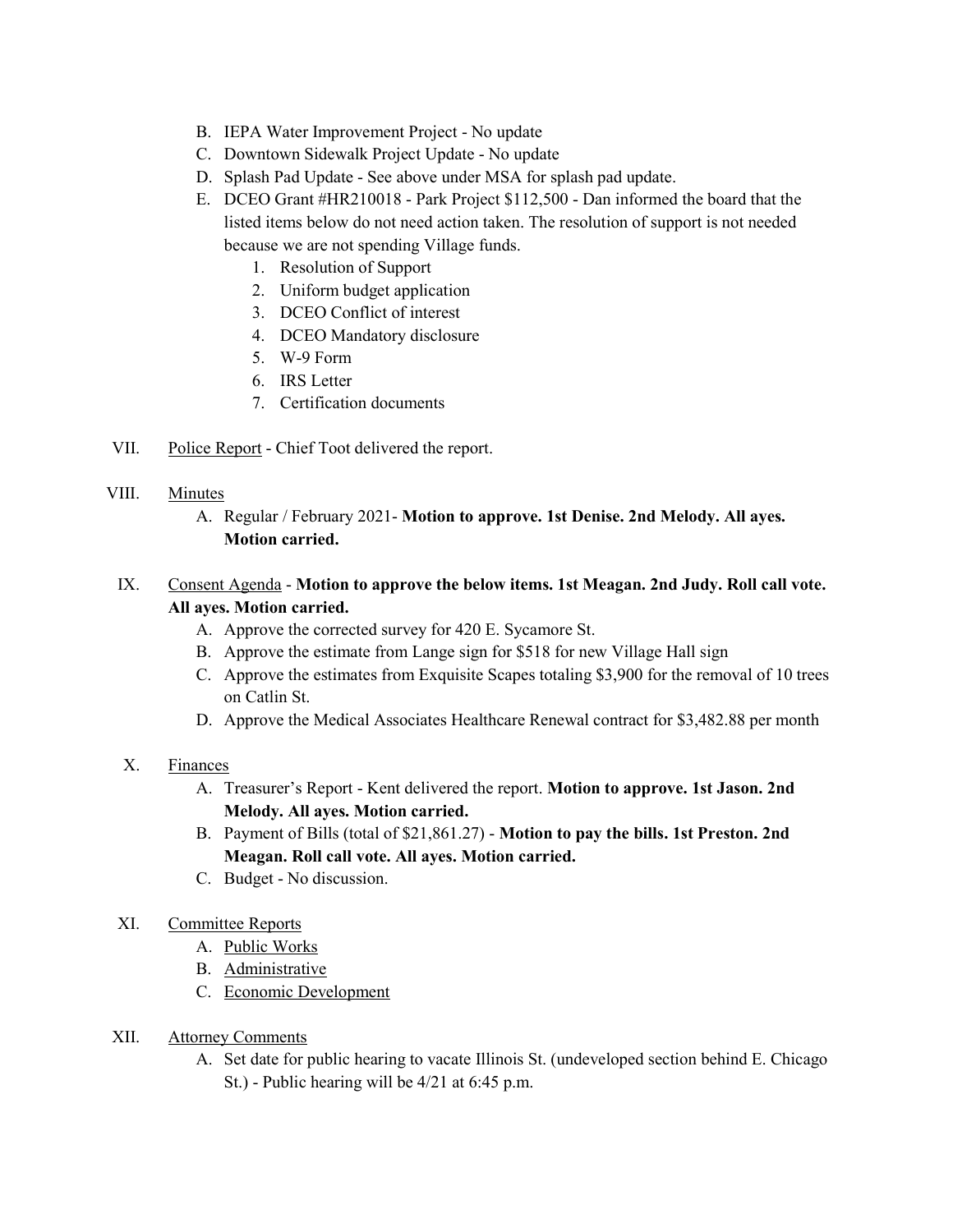B. IEPA Water Improvement Project - No update

C. Downtown Sidewalk Project Update - No update

D. Splash Pad Update - See above under MSA for splash pad update.

E. DCEO Grant #HR210018 - Park Project $112,500 - Dan informed the board that the listed items below do not need action taken. The resolution of support is not needed because we are not spending Village funds.

1. Resolution of Support
2. Uniform budget application
3. DCEO Conflict of interest
4. DCEO Mandatory disclosure
5. W-9 Form
6. IRS Letter
7. Certification documents

VII. Police Report - Chief Toot delivered the report.

VIII. Minutes

A. Regular / February 2021- **Motion to approve. 1st Denise. 2nd Melody. All ayes. Motion carried.**

IX. Consent Agenda - **Motion to approve the below items. 1st Meagan. 2nd Judy. Roll call vote. All ayes. Motion carried.**

A. Approve the corrected survey for 420 E. Sycamore St.

B. Approve the estimate from Lange sign for $518 for new Village Hall sign

C. Approve the estimates from Exquisite Scapes totaling $3,900 for the removal of 10 trees on Catlin St.

D. Approve the Medical Associates Healthcare Renewal contract for $3,482.88 per month

X. Finances

A. Treasurer's Report - Kent delivered the report. **Motion to approve. 1st Jason. 2nd Melody. All ayes. Motion carried.**

B. Payment of Bills (total of $21,861.27) - **Motion to pay the bills. 1st Preston. 2nd Meagan. Roll call vote. All ayes. Motion carried.**

C. Budget - No discussion.

XI. Committee Reports

A. Public Works

B. Administrative

C. Economic Development

XII. Attorney Comments

A. Set date for public hearing to vacate Illinois St. (undeveloped section behind E. Chicago St.) - Public hearing will be 4/21 at 6:45 p.m.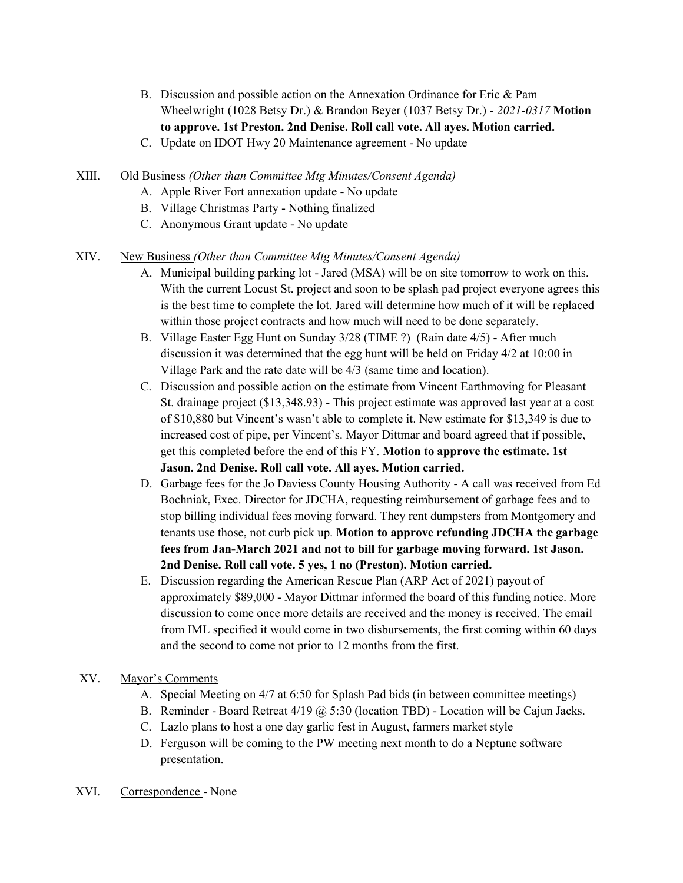B. Discussion and possible action on the Annexation Ordinance for Eric & Pam Wheelwright (1028 Betsy Dr.) & Brandon Beyer (1037 Betsy Dr.) - *2021-0317* **Motion to approve. 1st Preston. 2nd Denise. Roll call vote. All ayes. Motion carried.**

C. Update on IDOT Hwy 20 Maintenance agreement - No update

XIII. Old Business *(Other than Committee Mtg Minutes/Consent Agenda)*

A. Apple River Fort annexation update - No update

B. Village Christmas Party - Nothing finalized

C. Anonymous Grant update - No update

XIV. New Business *(Other than Committee Mtg Minutes/Consent Agenda)*

A. Municipal building parking lot - Jared (MSA) will be on site tomorrow to work on this. With the current Locust St. project and soon to be splash pad project everyone agrees this is the best time to complete the lot. Jared will determine how much of it will be replaced within those project contracts and how much will need to be done separately.

B. Village Easter Egg Hunt on Sunday 3/28 (TIME ?) (Rain date 4/5) - After much discussion it was determined that the egg hunt will be held on Friday 4/2 at 10:00 in Village Park and the rate date will be 4/3 (same time and location).

C. Discussion and possible action on the estimate from Vincent Earthmoving for Pleasant St. drainage project ($13,348.93) - This project estimate was approved last year at a cost of $10,880 but Vincent's wasn't able to complete it. New estimate for $13,349 is due to increased cost of pipe, per Vincent's. Mayor Dittmar and board agreed that if possible, get this completed before the end of this FY. **Motion to approve the estimate. 1st Jason. 2nd Denise. Roll call vote. All ayes. Motion carried.**

D. Garbage fees for the Jo Daviess County Housing Authority - A call was received from Ed Bochniak, Exec. Director for JDCHA, requesting reimbursement of garbage fees and to stop billing individual fees moving forward. They rent dumpsters from Montgomery and tenants use those, not curb pick up. **Motion to approve refunding JDCHA the garbage fees from Jan-March 2021 and not to bill for garbage moving forward. 1st Jason. 2nd Denise. Roll call vote. 5 yes, 1 no (Preston). Motion carried.**

E. Discussion regarding the American Rescue Plan (ARP Act of 2021) payout of approximately $89,000 - Mayor Dittmar informed the board of this funding notice. More discussion to come once more details are received and the money is received. The email from IML specified it would come in two disbursements, the first coming within 60 days and the second to come not prior to 12 months from the first.

XV. Mayor's Comments

A. Special Meeting on 4/7 at 6:50 for Splash Pad bids (in between committee meetings)

B. Reminder - Board Retreat 4/19 @ 5:30 (location TBD) - Location will be Cajun Jacks.

C. Lazlo plans to host a one day garlic fest in August, farmers market style

D. Ferguson will be coming to the PW meeting next month to do a Neptune software presentation.

XVI. Correspondence - None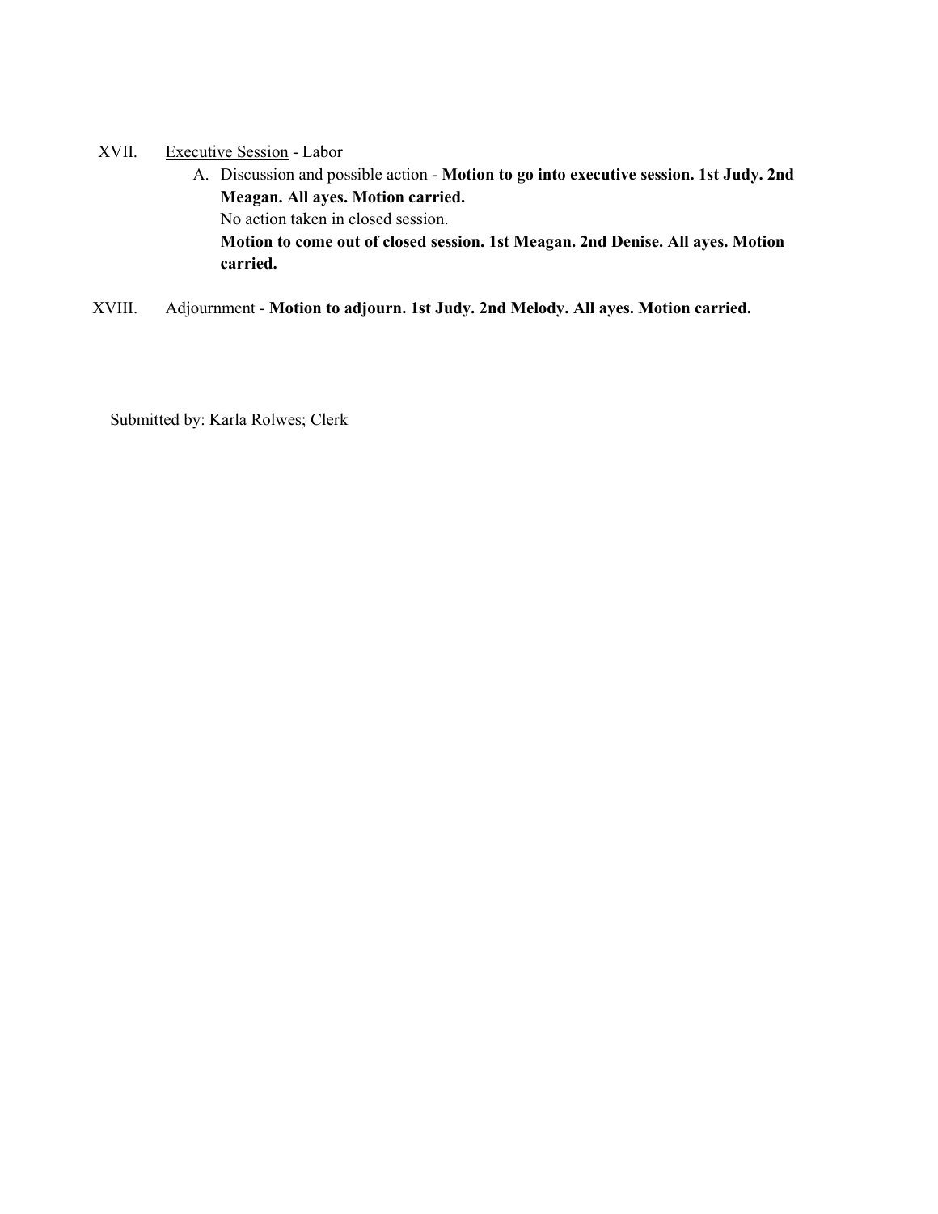XVII. Executive Session - Labor

A. Discussion and possible action - **Motion to go into executive session. 1st Judy. 2nd Meagan. All ayes. Motion carried.**

   No action taken in closed session.

   **Motion to come out of closed session. 1st Meagan. 2nd Denise. All ayes. Motion carried.**

XVIII. Adjournment - **Motion to adjourn. 1st Judy. 2nd Melody. All ayes. Motion carried.**

Submitted by: Karla Rolwes; Clerk